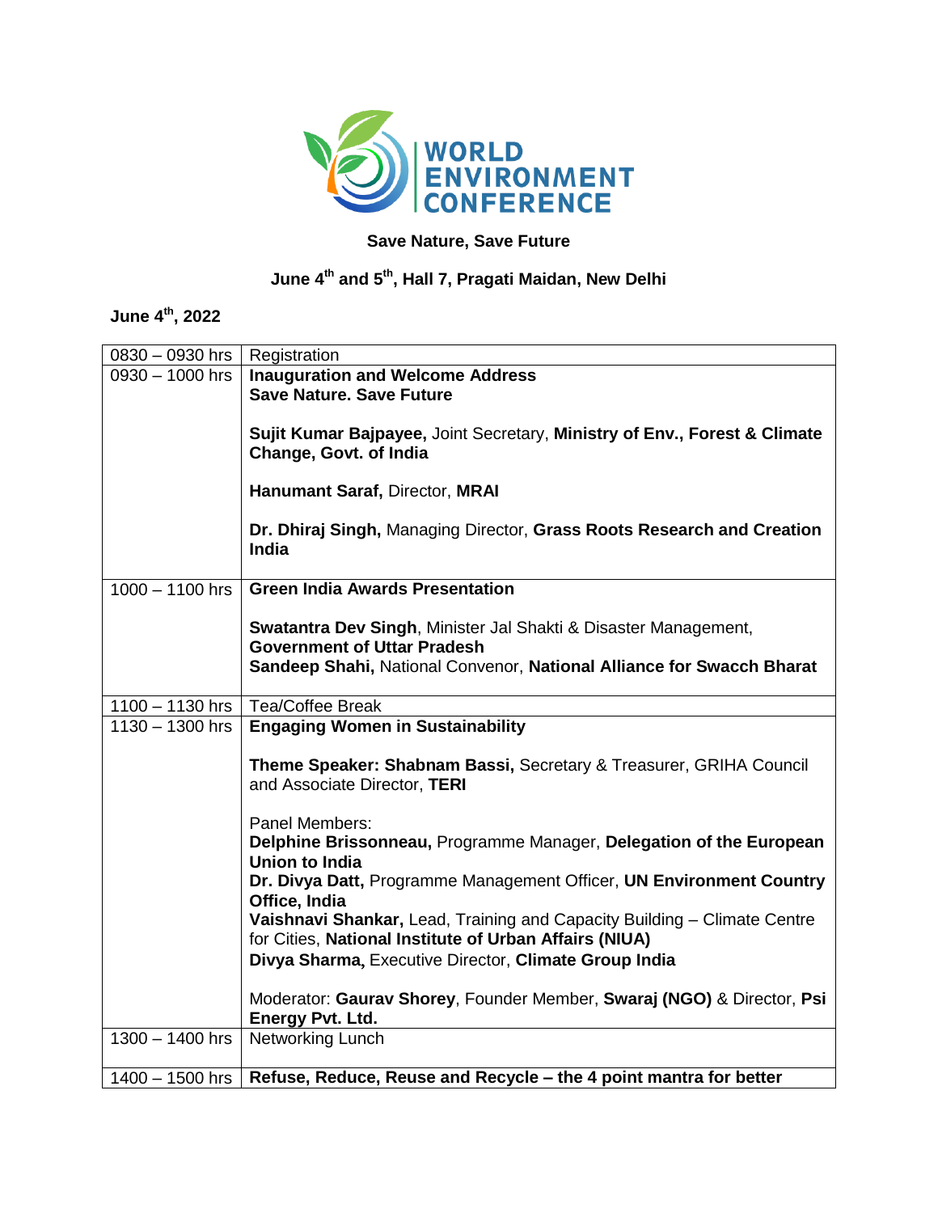# WORLD ENVIRONMENT CONFERENCE

**Save Nature, Save Future**

**June 4th and 5th, Hall 7, Pragati Maidan, New Delhi**

**June 4th, 2022**

| Time | Session |
|---|---|
| 0830 – 0930 hrs | Registration |
| 0930 – 1000 hrs | **Inauguration and Welcome Address**<br>**Save Nature. Save Future**<br><br>**Sujit Kumar Bajpayee,** Joint Secretary, **Ministry of Env., Forest & Climate Change, Govt. of India**<br><br>**Hanumant Saraf,** Director, **MRAI**<br><br>**Dr. Dhiraj Singh,** Managing Director, **Grass Roots Research and Creation India** |
| 1000 – 1100 hrs | **Green India Awards Presentation**<br><br>**Swatantra Dev Singh**, Minister Jal Shakti & Disaster Management, **Government of Uttar Pradesh**<br>**Sandeep Shahi,** National Convenor, **National Alliance for Swacch Bharat** |
| 1100 – 1130 hrs | Tea/Coffee Break |
| 1130 – 1300 hrs | **Engaging Women in Sustainability**<br><br>**Theme Speaker: Shabnam Bassi,** Secretary & Treasurer, GRIHA Council and Associate Director, **TERI**<br><br>Panel Members:<br>**Delphine Brissonneau,** Programme Manager, **Delegation of the European Union to India**<br>**Dr. Divya Datt,** Programme Management Officer, **UN Environment Country Office, India**<br>**Vaishnavi Shankar,** Lead, Training and Capacity Building – Climate Centre for Cities, **National Institute of Urban Affairs (NIUA)**<br>**Divya Sharma,** Executive Director, **Climate Group India**<br><br>Moderator: **Gaurav Shorey**, Founder Member, **Swaraj (NGO)** & Director, **Psi Energy Pvt. Ltd.** |
| 1300 – 1400 hrs | Networking Lunch |
| 1400 – 1500 hrs | **Refuse, Reduce, Reuse and Recycle – the 4 point mantra for better** |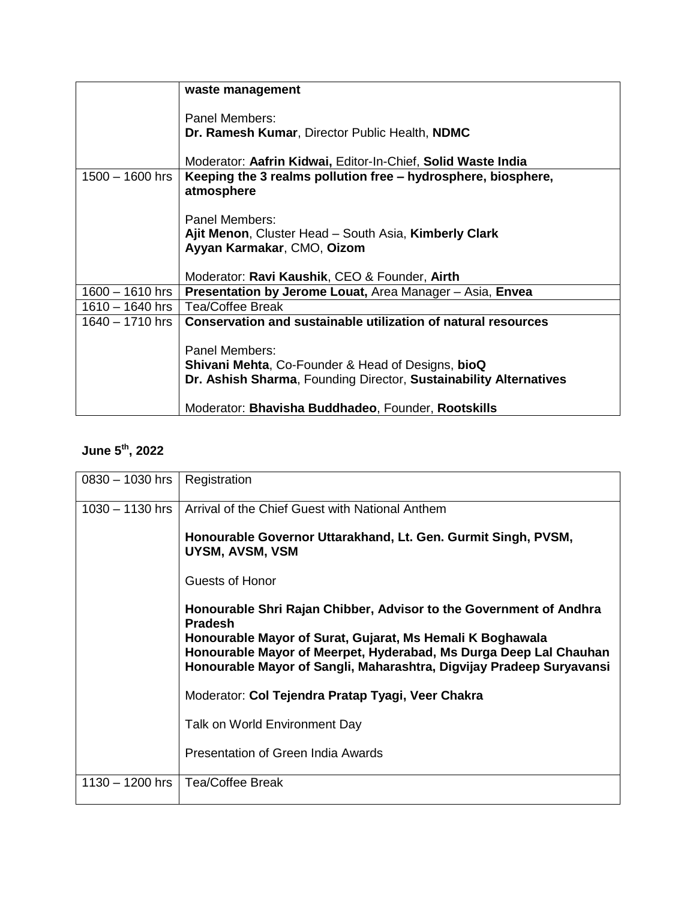| | |
|---|---|
| | **waste management**<br><br>Panel Members:<br>**Dr. Ramesh Kumar**, Director Public Health, **NDMC**<br><br>Moderator: **Aafrin Kidwai,** Editor-In-Chief, **Solid Waste India** |
| 1500 – 1600 hrs | **Keeping the 3 realms pollution free – hydrosphere, biosphere, atmosphere**<br><br>Panel Members:<br>**Ajit Menon**, Cluster Head – South Asia, **Kimberly Clark**<br>**Ayyan Karmakar**, CMO, **Oizom**<br><br>Moderator: **Ravi Kaushik**, CEO & Founder, **Airth** |
| 1600 – 1610 hrs | **Presentation by Jerome Louat,** Area Manager – Asia, **Envea** |
| 1610 – 1640 hrs | Tea/Coffee Break |
| 1640 – 1710 hrs | **Conservation and sustainable utilization of natural resources**<br><br>Panel Members:<br>**Shivani Mehta**, Co-Founder & Head of Designs, **bioQ**<br>**Dr. Ashish Sharma**, Founding Director, **Sustainability Alternatives**<br><br>Moderator: **Bhavisha Buddhadeo**, Founder, **Rootskills** |

**June 5th, 2022**

| | |
|---|---|
| 0830 – 1030 hrs | Registration |
| 1030 – 1130 hrs | Arrival of the Chief Guest with National Anthem<br><br>**Honourable Governor Uttarakhand, Lt. Gen. Gurmit Singh, PVSM, UYSM, AVSM, VSM**<br><br>Guests of Honor<br><br>**Honourable Shri Rajan Chibber, Advisor to the Government of Andhra Pradesh**<br>**Honourable Mayor of Surat, Gujarat, Ms Hemali K Boghawala**<br>**Honourable Mayor of Meerpet, Hyderabad, Ms Durga Deep Lal Chauhan**<br>**Honourable Mayor of Sangli, Maharashtra, Digvijay Pradeep Suryavansi**<br><br>Moderator: **Col Tejendra Pratap Tyagi, Veer Chakra**<br><br>Talk on World Environment Day<br><br>Presentation of Green India Awards |
| 1130 – 1200 hrs | Tea/Coffee Break |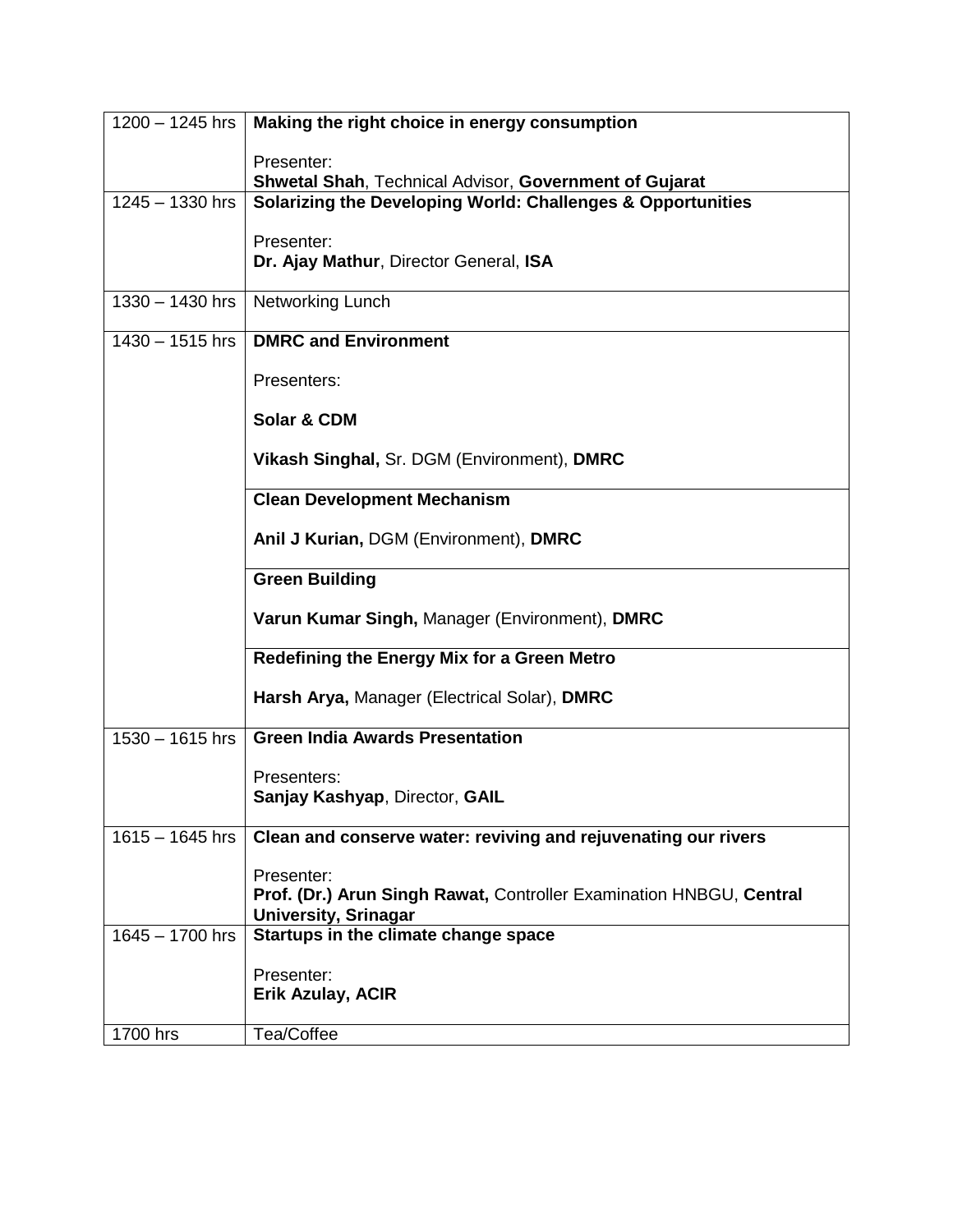| | |
|---|---|
| 1200 – 1245 hrs | **Making the right choice in energy consumption**<br><br>Presenter:<br>**Shwetal Shah**, Technical Advisor, **Government of Gujarat** |
| 1245 – 1330 hrs | **Solarizing the Developing World: Challenges & Opportunities**<br><br>Presenter:<br>**Dr. Ajay Mathur**, Director General, **ISA** |
| 1330 – 1430 hrs | Networking Lunch |
| 1430 – 1515 hrs | **DMRC and Environment**<br><br>Presenters:<br><br>**Solar & CDM**<br><br>**Vikash Singhal,** Sr. DGM (Environment), **DMRC** |
| | **Clean Development Mechanism**<br><br>**Anil J Kurian,** DGM (Environment), **DMRC** |
| | **Green Building**<br><br>**Varun Kumar Singh,** Manager (Environment), **DMRC** |
| | **Redefining the Energy Mix for a Green Metro**<br><br>**Harsh Arya,** Manager (Electrical Solar), **DMRC** |
| 1530 – 1615 hrs | **Green India Awards Presentation**<br><br>Presenters:<br>**Sanjay Kashyap**, Director, **GAIL** |
| 1615 – 1645 hrs | **Clean and conserve water: reviving and rejuvenating our rivers**<br><br>Presenter:<br>**Prof. (Dr.) Arun Singh Rawat,** Controller Examination HNBGU, **Central University, Srinagar** |
| 1645 – 1700 hrs | **Startups in the climate change space**<br><br>Presenter:<br>**Erik Azulay, ACIR** |
| 1700 hrs | Tea/Coffee |